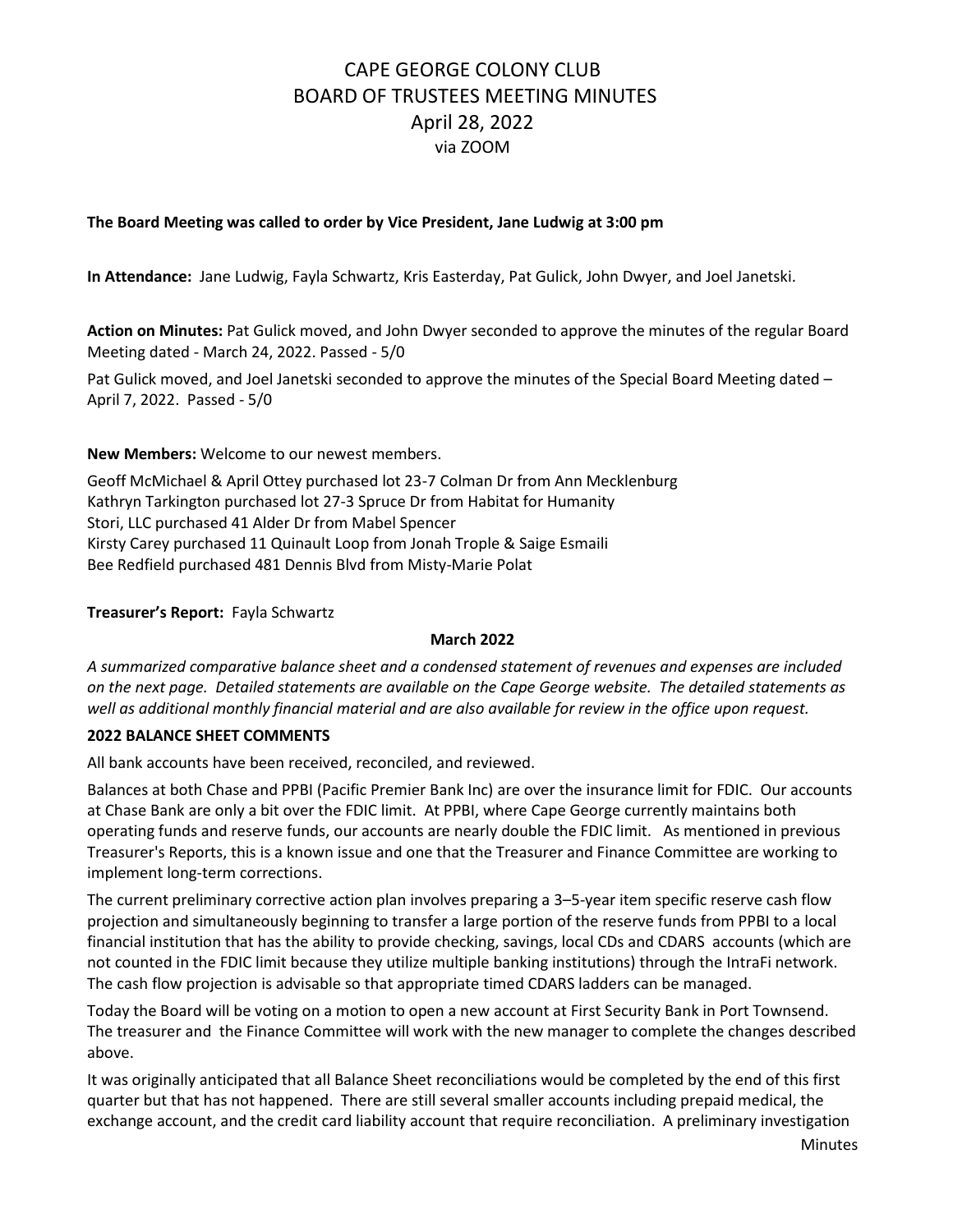# CAPE GEORGE COLONY CLUB
## BOARD OF TRUSTEES MEETING MINUTES
### April 28, 2022
via ZOOM

**The Board Meeting was called to order by Vice President, Jane Ludwig at 3:00 pm**

**In Attendance:** Jane Ludwig, Fayla Schwartz, Kris Easterday, Pat Gulick, John Dwyer, and Joel Janetski.

**Action on Minutes:** Pat Gulick moved, and John Dwyer seconded to approve the minutes of the regular Board Meeting dated - March 24, 2022. Passed - 5/0

Pat Gulick moved, and Joel Janetski seconded to approve the minutes of the Special Board Meeting dated – April 7, 2022. Passed - 5/0

**New Members:** Welcome to our newest members.

Geoff McMichael & April Ottey purchased lot 23-7 Colman Dr from Ann Mecklenburg
Kathryn Tarkington purchased lot 27-3 Spruce Dr from Habitat for Humanity
Stori, LLC purchased 41 Alder Dr from Mabel Spencer
Kirsty Carey purchased 11 Quinault Loop from Jonah Trople & Saige Esmaili
Bee Redfield purchased 481 Dennis Blvd from Misty-Marie Polat

**Treasurer's Report:** Fayla Schwartz

**March 2022**

*A summarized comparative balance sheet and a condensed statement of revenues and expenses are included on the next page. Detailed statements are available on the Cape George website. The detailed statements as well as additional monthly financial material and are also available for review in the office upon request.*

**2022 BALANCE SHEET COMMENTS**

All bank accounts have been received, reconciled, and reviewed.

Balances at both Chase and PPBI (Pacific Premier Bank Inc) are over the insurance limit for FDIC. Our accounts at Chase Bank are only a bit over the FDIC limit. At PPBI, where Cape George currently maintains both operating funds and reserve funds, our accounts are nearly double the FDIC limit. As mentioned in previous Treasurer's Reports, this is a known issue and one that the Treasurer and Finance Committee are working to implement long-term corrections.

The current preliminary corrective action plan involves preparing a 3–5-year item specific reserve cash flow projection and simultaneously beginning to transfer a large portion of the reserve funds from PPBI to a local financial institution that has the ability to provide checking, savings, local CDs and CDARS accounts (which are not counted in the FDIC limit because they utilize multiple banking institutions) through the IntraFi network. The cash flow projection is advisable so that appropriate timed CDARS ladders can be managed.

Today the Board will be voting on a motion to open a new account at First Security Bank in Port Townsend. The treasurer and the Finance Committee will work with the new manager to complete the changes described above.

It was originally anticipated that all Balance Sheet reconciliations would be completed by the end of this first quarter but that has not happened. There are still several smaller accounts including prepaid medical, the exchange account, and the credit card liability account that require reconciliation. A preliminary investigation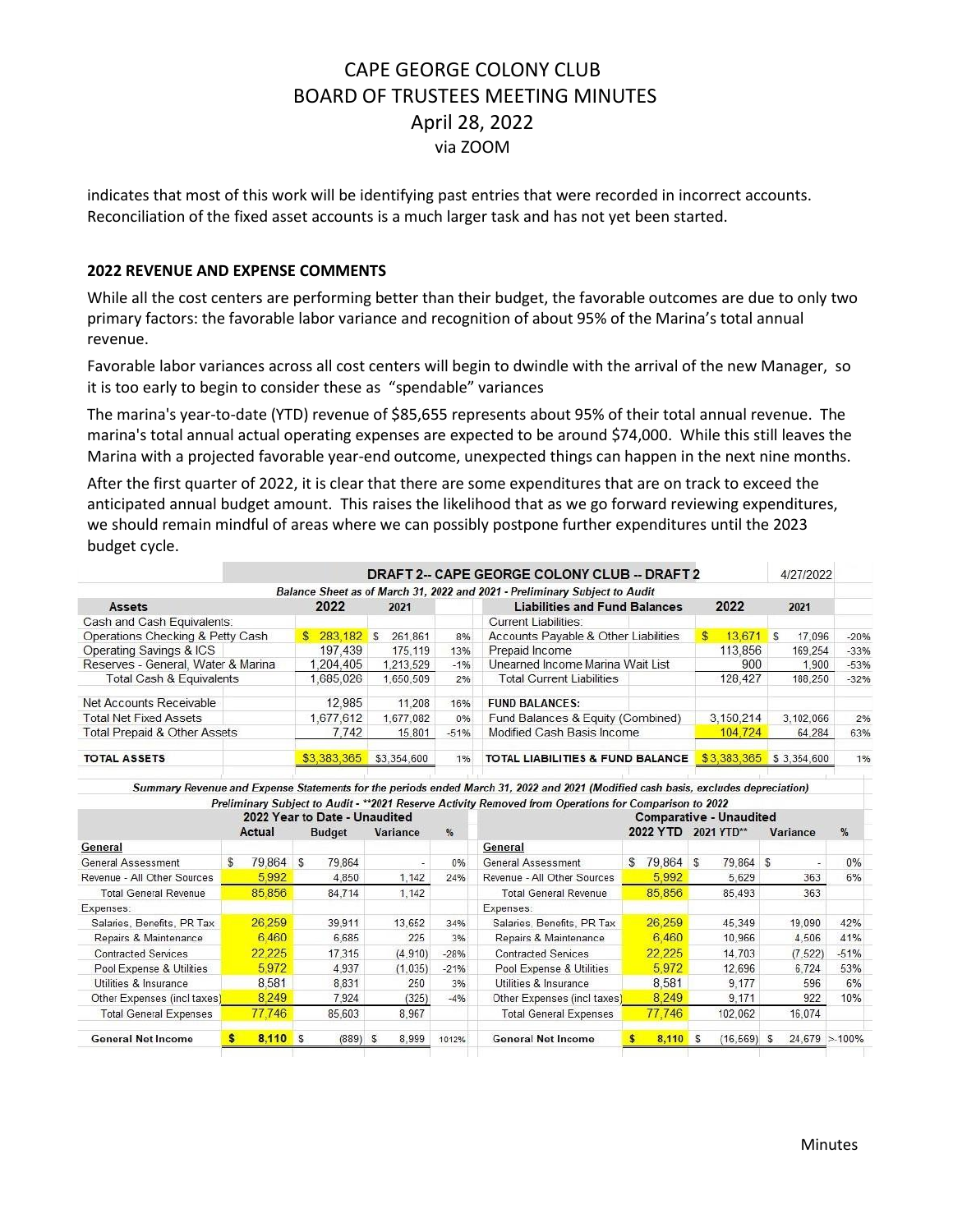indicates that most of this work will be identifying past entries that were recorded in incorrect accounts. Reconciliation of the fixed asset accounts is a much larger task and has not yet been started.

**2022 REVENUE AND EXPENSE COMMENTS**

While all the cost centers are performing better than their budget, the favorable outcomes are due to only two primary factors: the favorable labor variance and recognition of about 95% of the Marina's total annual revenue.

Favorable labor variances across all cost centers will begin to dwindle with the arrival of the new Manager, so it is too early to begin to consider these as "spendable" variances

The marina's year-to-date (YTD) revenue of $85,655 represents about 95% of their total annual revenue. The marina's total annual actual operating expenses are expected to be around $74,000. While this still leaves the Marina with a projected favorable year-end outcome, unexpected things can happen in the next nine months.

After the first quarter of 2022, it is clear that there are some expenditures that are on track to exceed the anticipated annual budget amount. This raises the likelihood that as we go forward reviewing expenditures, we should remain mindful of areas where we can possibly postpone further expenditures until the 2023 budget cycle.

**DRAFT 2-- CAPE GEORGE COLONY CLUB -- DRAFT 2** — 4/27/2022

*Balance Sheet as of March 31, 2022 and 2021 - Preliminary Subject to Audit*

| Assets | 2022 | 2021 | | Liabilities and Fund Balances | 2022 | 2021 | |
|---|---|---|---|---|---|---|---|
| Cash and Cash Equivalents: | | | | Current Liabilities: | | | |
| Operations Checking & Petty Cash | $ 283,182 | $ 261,861 | 8% | Accounts Payable & Other Liabilities | $ 13,671 | $ 17,096 | -20% |
| Operating Savings & ICS | 197,439 | 175,119 | 13% | Prepaid Income | 113,856 | 169,254 | -33% |
| Reserves - General, Water & Marina | 1,204,405 | 1,213,529 | -1% | Unearned Income Marina Wait List | 900 | 1,900 | -53% |
| Total Cash & Equivalents | 1,685,026 | 1,650,509 | 2% | Total Current Liabilities | 128,427 | 188,250 | -32% |
| Net Accounts Receivable | 12,985 | 11,208 | 16% | **FUND BALANCES:** | | | |
| Total Net Fixed Assets | 1,677,612 | 1,677,082 | 0% | Fund Balances & Equity (Combined) | 3,150,214 | 3,102,066 | 2% |
| Total Prepaid & Other Assets | 7,742 | 15,801 | -51% | Modified Cash Basis Income | 104,724 | 64,284 | 63% |
| **TOTAL ASSETS** | $3,383,365 | $3,354,600 | 1% | **TOTAL LIABILITIES & FUND BALANCE** | $3,383,365 | $ 3,354,600 | 1% |

*Summary Revenue and Expense Statements for the periods ended March 31, 2022 and 2021 (Modified cash basis, excludes depreciation)*

*Preliminary Subject to Audit - **2021 Reserve Activity Removed from Operations for Comparison to 2022*

| | 2022 Year to Date - Unaudited | | | | | Comparative - Unaudited | | | |
|---|---|---|---|---|---|---|---|---|---|
| | Actual | Budget | Variance | % | | 2022 YTD | 2021 YTD** | Variance | % |
| **General** | | | | | **General** | | | | |
| General Assessment | $ 79,864 | $ 79,864 | - | 0% | General Assessment | $ 79,864 | $ 79,864 | $ - | 0% |
| Revenue - All Other Sources | 5,992 | 4,850 | 1,142 | 24% | Revenue - All Other Sources | 5,992 | 5,629 | 363 | 6% |
| Total General Revenue | 85,856 | 84,714 | 1,142 | | Total General Revenue | 85,856 | 85,493 | 363 | |
| Expenses: | | | | | Expenses: | | | | |
| Salaries, Benefits, PR Tax | 26,259 | 39,911 | 13,652 | 34% | Salaries, Benefits, PR Tax | 26,259 | 45,349 | 19,090 | 42% |
| Repairs & Maintenance | 6,460 | 6,685 | 225 | 3% | Repairs & Maintenance | 6,460 | 10,966 | 4,506 | 41% |
| Contracted Services | 22,225 | 17,315 | (4,910) | -28% | Contracted Services | 22,225 | 14,703 | (7,522) | -51% |
| Pool Expense & Utilities | 5,972 | 4,937 | (1,035) | -21% | Pool Expense & Utilities | 5,972 | 12,696 | 6,724 | 53% |
| Utilities & Insurance | 8,581 | 8,831 | 250 | 3% | Utilities & Insurance | 8,581 | 9,177 | 596 | 6% |
| Other Expenses (incl taxes) | 8,249 | 7,924 | (325) | -4% | Other Expenses (incl taxes) | 8,249 | 9,171 | 922 | 10% |
| Total General Expenses | 77,746 | 85,603 | 8,967 | | Total General Expenses | 77,746 | 102,062 | 16,074 | |
| **General Net Income** | $ 8,110 | $ (889) | $ 8,999 | 1012% | **General Net Income** | $ 8,110 | $ (16,569) | $ 24,679 | >-100% |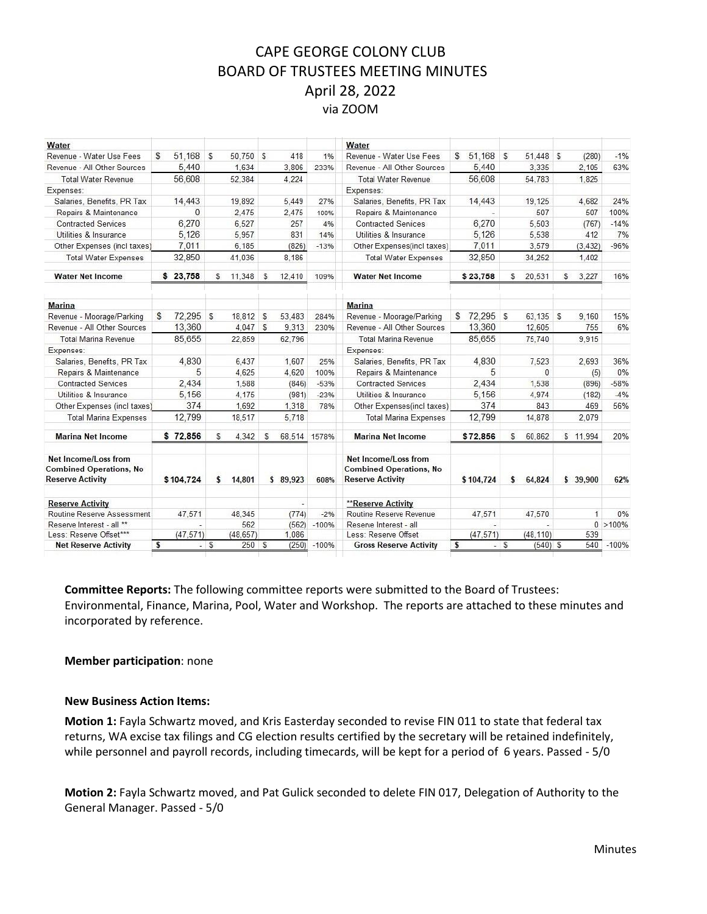# CAPE GEORGE COLONY CLUB
## BOARD OF TRUSTEES MEETING MINUTES
### April 28, 2022
via ZOOM

| **Water** | | | | |
|---|---|---|---|---|
| Revenue - Water Use Fees | $ 51,168 | $ 50,750 | $ 418 | 1% |
| Revenue - All Other Sources | 5,440 | 1,634 | 3,806 | 233% |
| Total Water Revenue | 56,608 | 52,384 | 4,224 | |
| Expenses: | | | | |
| Salaries, Benefits, PR Tax | 14,443 | 19,892 | 5,449 | 27% |
| Repairs & Maintenance | 0 | 2,475 | 2,475 | 100% |
| Contracted Services | 6,270 | 6,527 | 257 | 4% |
| Utilities & Insurance | 5,126 | 5,957 | 831 | 14% |
| Other Expenses (incl taxes) | 7,011 | 6,185 | (826) | -13% |
| Total Water Expenses | 32,850 | 41,036 | 8,186 | |
| **Water Net Income** | **$ 23,758** | $ 11,348 | $ 12,410 | 109% |
| **Marina** | | | | |
| Revenue - Moorage/Parking | $ 72,295 | $ 18,812 | $ 53,483 | 284% |
| Revenue - All Other Sources | 13,360 | 4,047 | $ 9,313 | 230% |
| Total Marina Revenue | 85,655 | 22,859 | 62,796 | |
| Expenses: | | | | |
| Salaries, Benefits, PR Tax | 4,830 | 6,437 | 1,607 | 25% |
| Repairs & Maintenance | 5 | 4,625 | 4,620 | 100% |
| Contracted Services | 2,434 | 1,588 | (846) | -53% |
| Utilities & Insurance | 5,156 | 4,175 | (981) | -23% |
| Other Expenses (incl taxes) | 374 | 1,692 | 1,318 | 78% |
| Total Marina Expenses | 12,799 | 18,517 | 5,718 | |
| **Marina Net Income** | **$ 72,856** | $ 4,342 | $ 68,514 | 1578% |
| **Net Income/Loss from Combined Operations, No Reserve Activity** | **$ 104,724** | **$ 14,801** | **$ 89,923** | **608%** |
| **Reserve Activity** | | | - | |
| Routine Reserve Assessment | 47,571 | 48,345 | (774) | -2% |
| Reserve Interest - all ** | - | 562 | (562) | -100% |
| Less: Reserve Offset*** | (47,571) | (48,657) | 1,086 | |
| **Net Reserve Activity** | $ - | $ 250 | $ (250) | -100% |

| **Water** | | | | |
|---|---|---|---|---|
| Revenue - Water Use Fees | $ 51,168 | $ 51,448 | $ (280) | -1% |
| Revenue - All Other Sources | 5,440 | 3,335 | 2,105 | 63% |
| Total Water Revenue | 56,608 | 54,783 | 1,825 | |
| Expenses: | | | | |
| Salaries, Benefits, PR Tax | 14,443 | 19,125 | 4,682 | 24% |
| Repairs & Maintenance | - | 507 | 507 | 100% |
| Contracted Services | 6,270 | 5,503 | (767) | -14% |
| Utilities & Insurance | 5,126 | 5,538 | 412 | 7% |
| Other Expenses(incl taxes) | 7,011 | 3,579 | (3,432) | -96% |
| Total Water Expenses | 32,850 | 34,252 | 1,402 | |
| **Water Net Income** | **$ 23,758** | $ 20,531 | $ 3,227 | 16% |
| **Marina** | | | | |
| Revenue - Moorage/Parking | $ 72,295 | $ 63,135 | $ 9,160 | 15% |
| Revenue - All Other Sources | 13,360 | 12,605 | 755 | 6% |
| Total Marina Revenue | 85,655 | 75,740 | 9,915 | |
| Expenses: | | | | |
| Salaries, Benefits, PR Tax | 4,830 | 7,523 | 2,693 | 36% |
| Repairs & Maintenance | 5 | 0 | (5) | 0% |
| Contracted Services | 2,434 | 1,538 | (896) | -58% |
| Utilities & Insurance | 5,156 | 4,974 | (182) | -4% |
| Other Expenses(incl taxes) | 374 | 843 | 469 | 56% |
| Total Marina Expenses | 12,799 | 14,878 | 2,079 | |
| **Marina Net Income** | **$72,856** | $ 60,862 | $ 11,994 | 20% |
| **Net Income/Loss from Combined Operations, No Reserve Activity** | **$ 104,724** | **$ 64,824** | **$ 39,900** | **62%** |
| **\*\*Reserve Activity** | | | | |
| Routine Reserve Revenue | 47,571 | 47,570 | 1 | 0% |
| Reserve Interest - all | - | - | 0 | >100% |
| Less: Reserve Offset | (47,571) | (48,110) | 539 | |
| **Gross Reserve Activity** | $ - | $ (540) | $ 540 | -100% |

**Committee Reports:** The following committee reports were submitted to the Board of Trustees: Environmental, Finance, Marina, Pool, Water and Workshop. The reports are attached to these minutes and incorporated by reference.

**Member participation**: none

**New Business Action Items:**

**Motion 1:** Fayla Schwartz moved, and Kris Easterday seconded to revise FIN 011 to state that federal tax returns, WA excise tax filings and CG election results certified by the secretary will be retained indefinitely, while personnel and payroll records, including timecards, will be kept for a period of 6 years. Passed - 5/0

**Motion 2:** Fayla Schwartz moved, and Pat Gulick seconded to delete FIN 017, Delegation of Authority to the General Manager. Passed - 5/0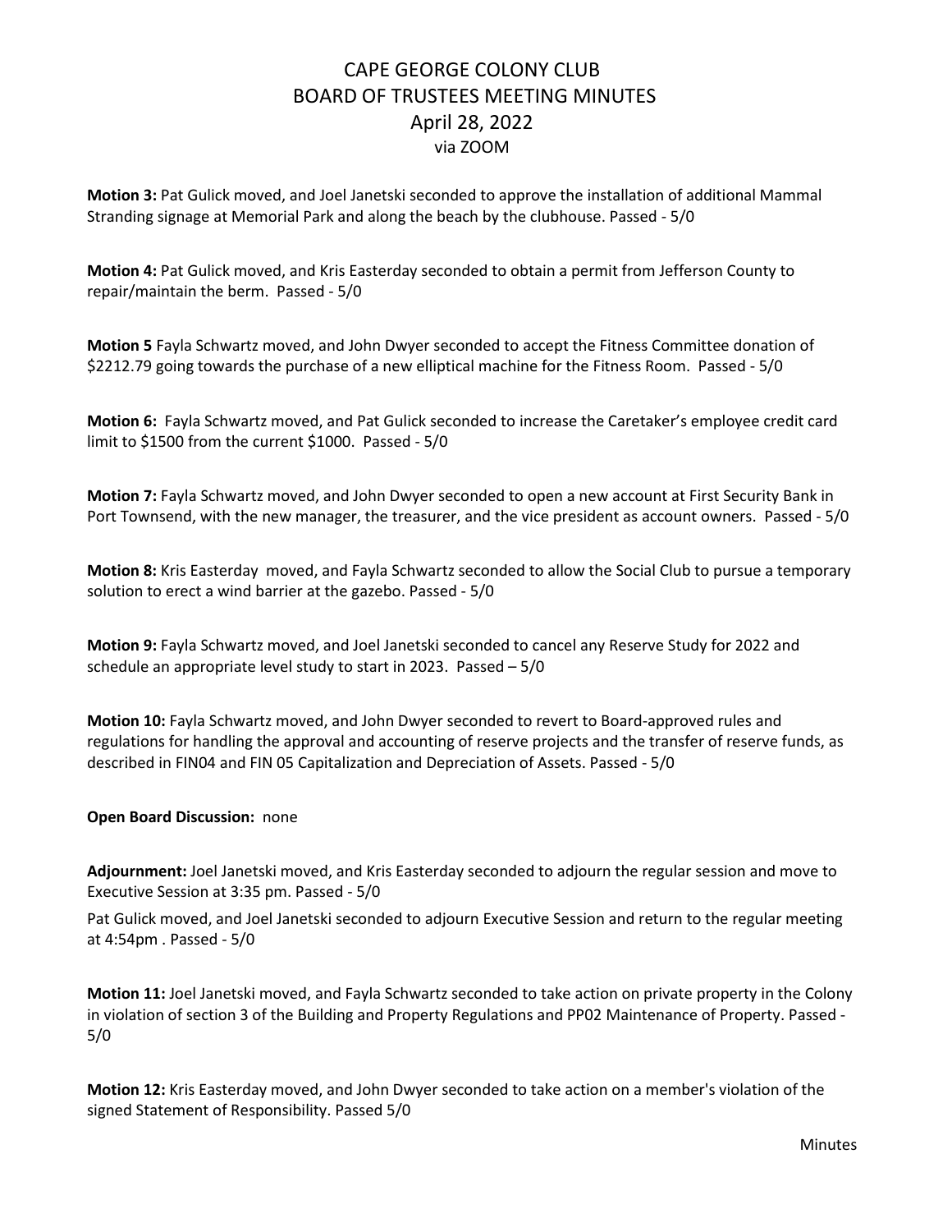# CAPE GEORGE COLONY CLUB
## BOARD OF TRUSTEES MEETING MINUTES
## April 28, 2022
### via ZOOM

**Motion 3:** Pat Gulick moved, and Joel Janetski seconded to approve the installation of additional Mammal Stranding signage at Memorial Park and along the beach by the clubhouse. Passed - 5/0

**Motion 4:** Pat Gulick moved, and Kris Easterday seconded to obtain a permit from Jefferson County to repair/maintain the berm. Passed - 5/0

**Motion 5** Fayla Schwartz moved, and John Dwyer seconded to accept the Fitness Committee donation of $2212.79 going towards the purchase of a new elliptical machine for the Fitness Room. Passed - 5/0

**Motion 6:** Fayla Schwartz moved, and Pat Gulick seconded to increase the Caretaker's employee credit card limit to $1500 from the current $1000. Passed - 5/0

**Motion 7:** Fayla Schwartz moved, and John Dwyer seconded to open a new account at First Security Bank in Port Townsend, with the new manager, the treasurer, and the vice president as account owners. Passed - 5/0

**Motion 8:** Kris Easterday moved, and Fayla Schwartz seconded to allow the Social Club to pursue a temporary solution to erect a wind barrier at the gazebo. Passed - 5/0

**Motion 9:** Fayla Schwartz moved, and Joel Janetski seconded to cancel any Reserve Study for 2022 and schedule an appropriate level study to start in 2023. Passed – 5/0

**Motion 10:** Fayla Schwartz moved, and John Dwyer seconded to revert to Board-approved rules and regulations for handling the approval and accounting of reserve projects and the transfer of reserve funds, as described in FIN04 and FIN 05 Capitalization and Depreciation of Assets. Passed - 5/0

**Open Board Discussion:** none

**Adjournment:** Joel Janetski moved, and Kris Easterday seconded to adjourn the regular session and move to Executive Session at 3:35 pm. Passed - 5/0

Pat Gulick moved, and Joel Janetski seconded to adjourn Executive Session and return to the regular meeting at 4:54pm . Passed - 5/0

**Motion 11:** Joel Janetski moved, and Fayla Schwartz seconded to take action on private property in the Colony in violation of section 3 of the Building and Property Regulations and PP02 Maintenance of Property. Passed - 5/0

**Motion 12:** Kris Easterday moved, and John Dwyer seconded to take action on a member's violation of the signed Statement of Responsibility. Passed 5/0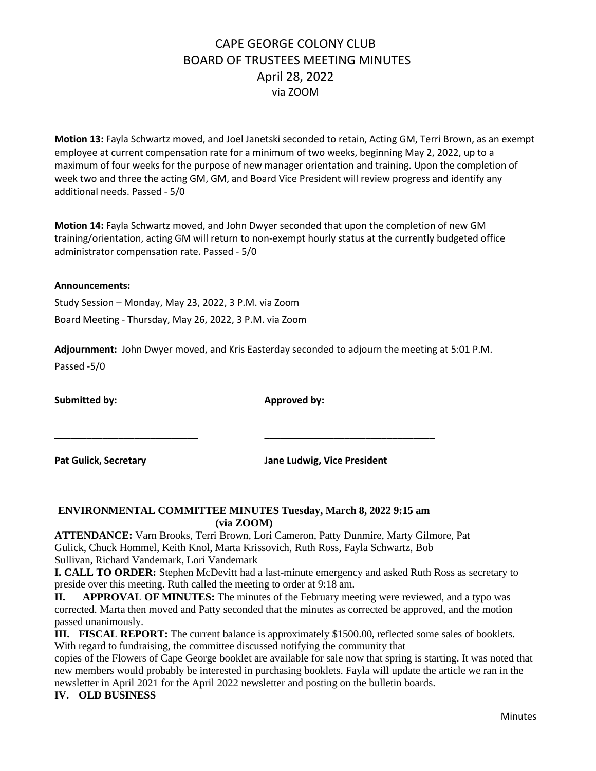# CAPE GEORGE COLONY CLUB
## BOARD OF TRUSTEES MEETING MINUTES
### April 28, 2022
via ZOOM

**Motion 13:** Fayla Schwartz moved, and Joel Janetski seconded to retain, Acting GM, Terri Brown, as an exempt employee at current compensation rate for a minimum of two weeks, beginning May 2, 2022, up to a maximum of four weeks for the purpose of new manager orientation and training. Upon the completion of week two and three the acting GM, GM, and Board Vice President will review progress and identify any additional needs. Passed - 5/0

**Motion 14:** Fayla Schwartz moved, and John Dwyer seconded that upon the completion of new GM training/orientation, acting GM will return to non-exempt hourly status at the currently budgeted office administrator compensation rate. Passed - 5/0

**Announcements:**

Study Session – Monday, May 23, 2022, 3 P.M. via Zoom

Board Meeting - Thursday, May 26, 2022, 3 P.M. via Zoom

**Adjournment:** John Dwyer moved, and Kris Easterday seconded to adjourn the meeting at 5:01 P.M. Passed -5/0

| **Submitted by:** | **Approved by:** |
|---|---|
| ___________________________ | ________________________________ |
| **Pat Gulick, Secretary** | **Jane Ludwig, Vice President** |

## ENVIRONMENTAL COMMITTEE MINUTES Tuesday, March 8, 2022 9:15 am (via ZOOM)

**ATTENDANCE:** Varn Brooks, Terri Brown, Lori Cameron, Patty Dunmire, Marty Gilmore, Pat Gulick, Chuck Hommel, Keith Knol, Marta Krissovich, Ruth Ross, Fayla Schwartz, Bob Sullivan, Richard Vandemark, Lori Vandemark

**I. CALL TO ORDER:** Stephen McDevitt had a last-minute emergency and asked Ruth Ross as secretary to preside over this meeting. Ruth called the meeting to order at 9:18 am.

**II. APPROVAL OF MINUTES:** The minutes of the February meeting were reviewed, and a typo was corrected. Marta then moved and Patty seconded that the minutes as corrected be approved, and the motion passed unanimously.

**III. FISCAL REPORT:** The current balance is approximately $1500.00, reflected some sales of booklets. With regard to fundraising, the committee discussed notifying the community that copies of the Flowers of Cape George booklet are available for sale now that spring is starting. It was noted that new members would probably be interested in purchasing booklets. Fayla will update the article we ran in the newsletter in April 2021 for the April 2022 newsletter and posting on the bulletin boards.

**IV. OLD BUSINESS**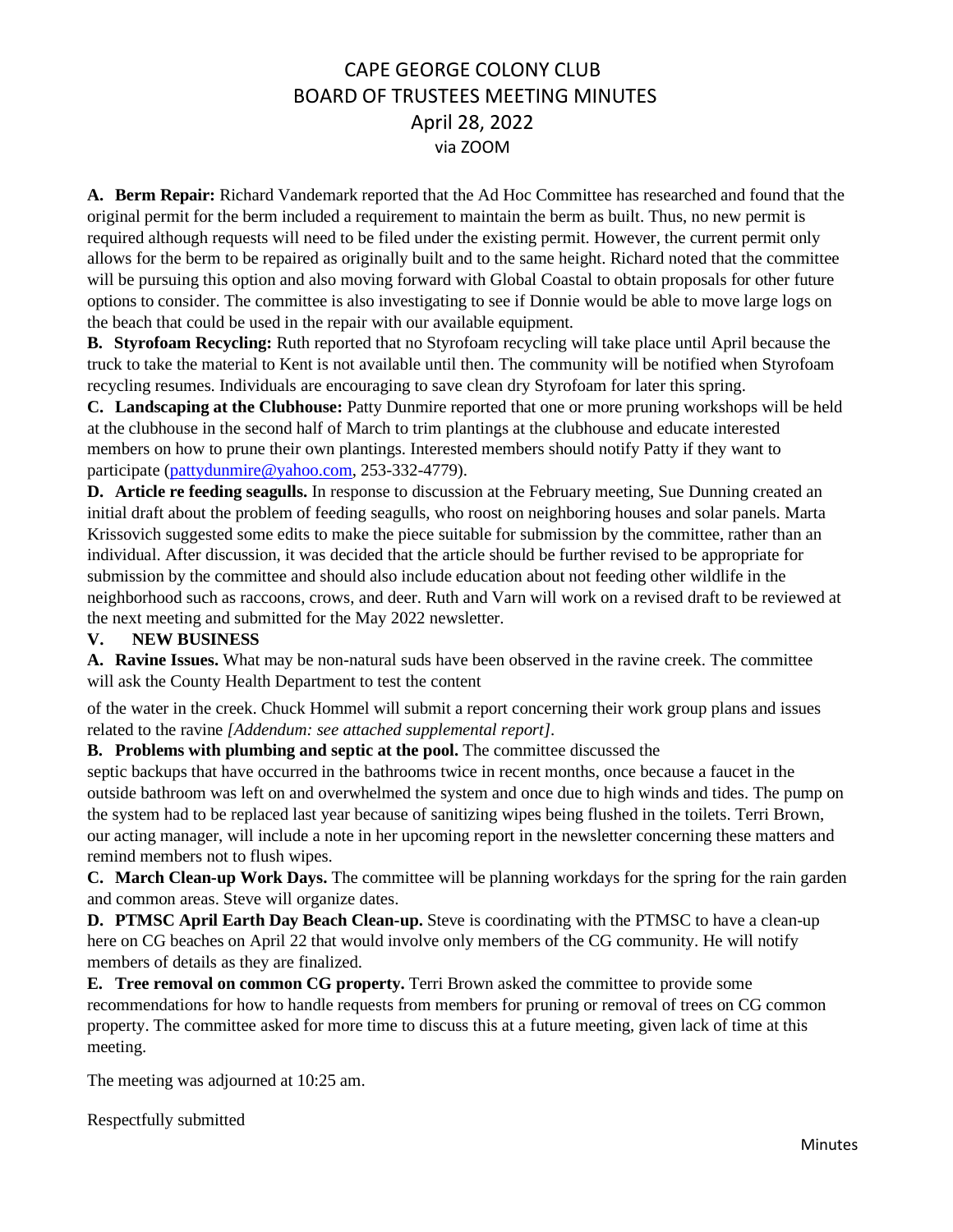# CAPE GEORGE COLONY CLUB
## BOARD OF TRUSTEES MEETING MINUTES
### April 28, 2022
via ZOOM

**A. Berm Repair:** Richard Vandemark reported that the Ad Hoc Committee has researched and found that the original permit for the berm included a requirement to maintain the berm as built. Thus, no new permit is required although requests will need to be filed under the existing permit. However, the current permit only allows for the berm to be repaired as originally built and to the same height. Richard noted that the committee will be pursuing this option and also moving forward with Global Coastal to obtain proposals for other future options to consider. The committee is also investigating to see if Donnie would be able to move large logs on the beach that could be used in the repair with our available equipment.

**B. Styrofoam Recycling:** Ruth reported that no Styrofoam recycling will take place until April because the truck to take the material to Kent is not available until then. The community will be notified when Styrofoam recycling resumes. Individuals are encouraging to save clean dry Styrofoam for later this spring.

**C. Landscaping at the Clubhouse:** Patty Dunmire reported that one or more pruning workshops will be held at the clubhouse in the second half of March to trim plantings at the clubhouse and educate interested members on how to prune their own plantings. Interested members should notify Patty if they want to participate (pattydunmire@yahoo.com, 253-332-4779).

**D. Article re feeding seagulls.** In response to discussion at the February meeting, Sue Dunning created an initial draft about the problem of feeding seagulls, who roost on neighboring houses and solar panels. Marta Krissovich suggested some edits to make the piece suitable for submission by the committee, rather than an individual. After discussion, it was decided that the article should be further revised to be appropriate for submission by the committee and should also include education about not feeding other wildlife in the neighborhood such as raccoons, crows, and deer. Ruth and Varn will work on a revised draft to be reviewed at the next meeting and submitted for the May 2022 newsletter.

**V. NEW BUSINESS**

**A. Ravine Issues.** What may be non-natural suds have been observed in the ravine creek. The committee will ask the County Health Department to test the content

of the water in the creek. Chuck Hommel will submit a report concerning their work group plans and issues related to the ravine *[Addendum: see attached supplemental report]*.

**B. Problems with plumbing and septic at the pool.** The committee discussed the septic backups that have occurred in the bathrooms twice in recent months, once because a faucet in the outside bathroom was left on and overwhelmed the system and once due to high winds and tides. The pump on the system had to be replaced last year because of sanitizing wipes being flushed in the toilets. Terri Brown, our acting manager, will include a note in her upcoming report in the newsletter concerning these matters and remind members not to flush wipes.

**C. March Clean-up Work Days.** The committee will be planning workdays for the spring for the rain garden and common areas. Steve will organize dates.

**D. PTMSC April Earth Day Beach Clean-up.** Steve is coordinating with the PTMSC to have a clean-up here on CG beaches on April 22 that would involve only members of the CG community. He will notify members of details as they are finalized.

**E. Tree removal on common CG property.** Terri Brown asked the committee to provide some recommendations for how to handle requests from members for pruning or removal of trees on CG common property. The committee asked for more time to discuss this at a future meeting, given lack of time at this meeting.

The meeting was adjourned at 10:25 am.

Respectfully submitted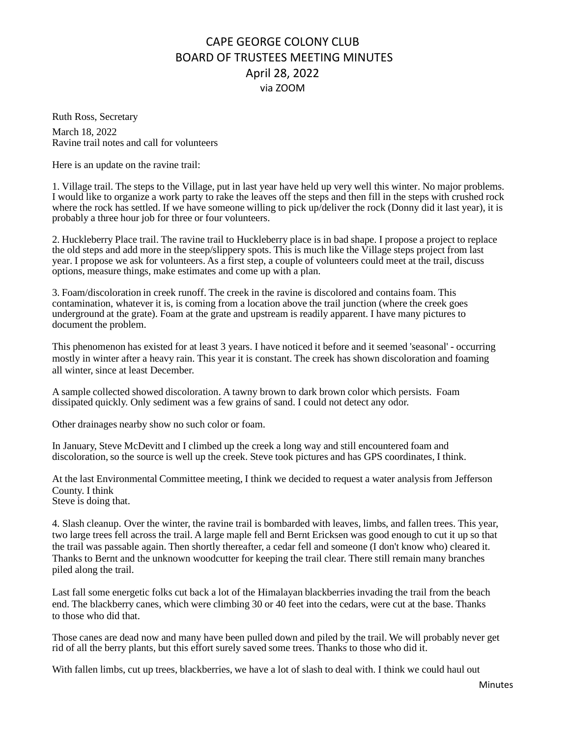# CAPE GEORGE COLONY CLUB
## BOARD OF TRUSTEES MEETING MINUTES
## April 28, 2022
via ZOOM

Ruth Ross, Secretary

March 18, 2022
Ravine trail notes and call for volunteers

Here is an update on the ravine trail:

1. Village trail. The steps to the Village, put in last year have held up very well this winter. No major problems. I would like to organize a work party to rake the leaves off the steps and then fill in the steps with crushed rock where the rock has settled. If we have someone willing to pick up/deliver the rock (Donny did it last year), it is probably a three hour job for three or four volunteers.

2. Huckleberry Place trail. The ravine trail to Huckleberry place is in bad shape. I propose a project to replace the old steps and add more in the steep/slippery spots. This is much like the Village steps project from last year. I propose we ask for volunteers. As a first step, a couple of volunteers could meet at the trail, discuss options, measure things, make estimates and come up with a plan.

3. Foam/discoloration in creek runoff. The creek in the ravine is discolored and contains foam. This contamination, whatever it is, is coming from a location above the trail junction (where the creek goes underground at the grate). Foam at the grate and upstream is readily apparent. I have many pictures to document the problem.

This phenomenon has existed for at least 3 years. I have noticed it before and it seemed 'seasonal' - occurring mostly in winter after a heavy rain. This year it is constant. The creek has shown discoloration and foaming all winter, since at least December.

A sample collected showed discoloration. A tawny brown to dark brown color which persists. Foam dissipated quickly. Only sediment was a few grains of sand. I could not detect any odor.

Other drainages nearby show no such color or foam.

In January, Steve McDevitt and I climbed up the creek a long way and still encountered foam and discoloration, so the source is well up the creek. Steve took pictures and has GPS coordinates, I think.

At the last Environmental Committee meeting, I think we decided to request a water analysis from Jefferson County. I think
Steve is doing that.

4. Slash cleanup. Over the winter, the ravine trail is bombarded with leaves, limbs, and fallen trees. This year, two large trees fell across the trail. A large maple fell and Bernt Ericksen was good enough to cut it up so that the trail was passable again. Then shortly thereafter, a cedar fell and someone (I don't know who) cleared it. Thanks to Bernt and the unknown woodcutter for keeping the trail clear. There still remain many branches piled along the trail.

Last fall some energetic folks cut back a lot of the Himalayan blackberries invading the trail from the beach end. The blackberry canes, which were climbing 30 or 40 feet into the cedars, were cut at the base. Thanks to those who did that.

Those canes are dead now and many have been pulled down and piled by the trail. We will probably never get rid of all the berry plants, but this effort surely saved some trees. Thanks to those who did it.

With fallen limbs, cut up trees, blackberries, we have a lot of slash to deal with. I think we could haul out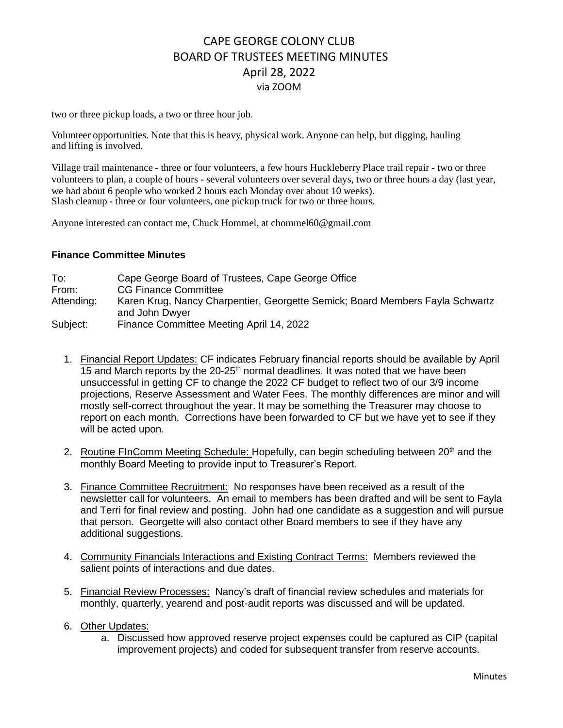two or three pickup loads, a two or three hour job.

Volunteer opportunities. Note that this is heavy, physical work. Anyone can help, but digging, hauling and lifting is involved.

Village trail maintenance - three or four volunteers, a few hours Huckleberry Place trail repair - two or three volunteers to plan, a couple of hours - several volunteers over several days, two or three hours a day (last year, we had about 6 people who worked 2 hours each Monday over about 10 weeks).
Slash cleanup - three or four volunteers, one pickup truck for two or three hours.

Anyone interested can contact me, Chuck Hommel, at chommel60@gmail.com

**Finance Committee Minutes**

| | |
|---|---|
| To: | Cape George Board of Trustees, Cape George Office |
| From: | CG Finance Committee |
| Attending: | Karen Krug, Nancy Charpentier, Georgette Semick; Board Members Fayla Schwartz and John Dwyer |
| Subject: | Finance Committee Meeting April 14, 2022 |

1. Financial Report Updates: CF indicates February financial reports should be available by April 15 and March reports by the 20-25th normal deadlines. It was noted that we have been unsuccessful in getting CF to change the 2022 CF budget to reflect two of our 3/9 income projections, Reserve Assessment and Water Fees. The monthly differences are minor and will mostly self-correct throughout the year. It may be something the Treasurer may choose to report on each month. Corrections have been forwarded to CF but we have yet to see if they will be acted upon.

2. Routine FInComm Meeting Schedule: Hopefully, can begin scheduling between 20th and the monthly Board Meeting to provide input to Treasurer's Report.

3. Finance Committee Recruitment: No responses have been received as a result of the newsletter call for volunteers. An email to members has been drafted and will be sent to Fayla and Terri for final review and posting. John had one candidate as a suggestion and will pursue that person. Georgette will also contact other Board members to see if they have any additional suggestions.

4. Community Financials Interactions and Existing Contract Terms: Members reviewed the salient points of interactions and due dates.

5. Financial Review Processes: Nancy's draft of financial review schedules and materials for monthly, quarterly, yearend and post-audit reports was discussed and will be updated.

6. Other Updates:
   a. Discussed how approved reserve project expenses could be captured as CIP (capital improvement projects) and coded for subsequent transfer from reserve accounts.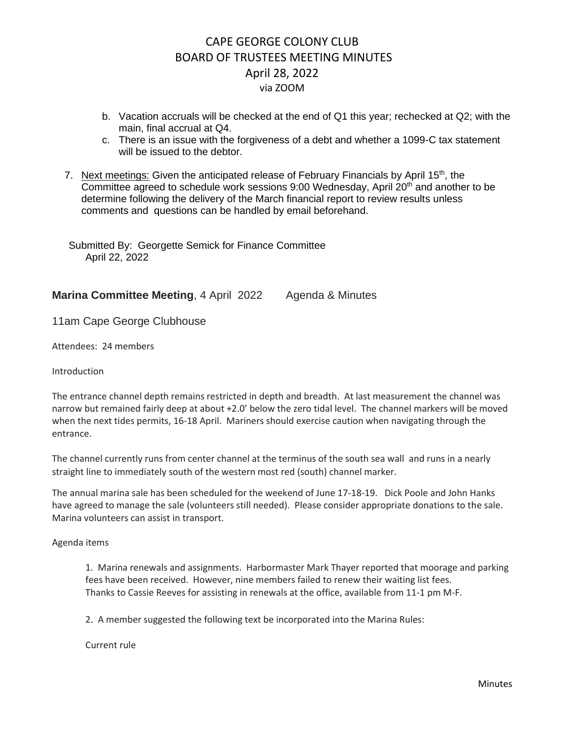b. Vacation accruals will be checked at the end of Q1 this year; rechecked at Q2; with the main, final accrual at Q4.
c. There is an issue with the forgiveness of a debt and whether a 1099-C tax statement will be issued to the debtor.

7. Next meetings: Given the anticipated release of February Financials by April 15th, the Committee agreed to schedule work sessions 9:00 Wednesday, April 20th and another to be determine following the delivery of the March financial report to review results unless comments and questions can be handled by email beforehand.

Submitted By: Georgette Semick for Finance Committee
April 22, 2022

**Marina Committee Meeting**, 4 April 2022 Agenda & Minutes

11am Cape George Clubhouse

Attendees: 24 members

Introduction

The entrance channel depth remains restricted in depth and breadth. At last measurement the channel was narrow but remained fairly deep at about +2.0' below the zero tidal level. The channel markers will be moved when the next tides permits, 16-18 April. Mariners should exercise caution when navigating through the entrance.

The channel currently runs from center channel at the terminus of the south sea wall and runs in a nearly straight line to immediately south of the western most red (south) channel marker.

The annual marina sale has been scheduled for the weekend of June 17-18-19. Dick Poole and John Hanks have agreed to manage the sale (volunteers still needed). Please consider appropriate donations to the sale. Marina volunteers can assist in transport.

Agenda items

1. Marina renewals and assignments. Harbormaster Mark Thayer reported that moorage and parking fees have been received. However, nine members failed to renew their waiting list fees. Thanks to Cassie Reeves for assisting in renewals at the office, available from 11-1 pm M-F.

2. A member suggested the following text be incorporated into the Marina Rules:

Current rule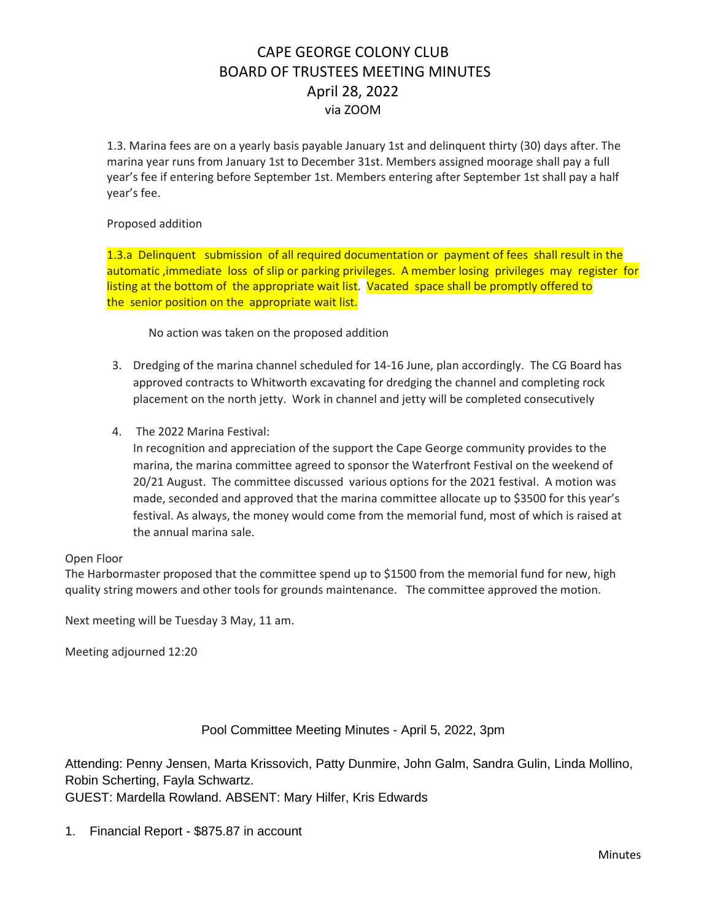# CAPE GEORGE COLONY CLUB
## BOARD OF TRUSTEES MEETING MINUTES
### April 28, 2022
via ZOOM

1.3. Marina fees are on a yearly basis payable January 1st and delinquent thirty (30) days after. The marina year runs from January 1st to December 31st. Members assigned moorage shall pay a full year's fee if entering before September 1st. Members entering after September 1st shall pay a half year's fee.

Proposed addition

1.3.a Delinquent submission of all required documentation or payment of fees shall result in the automatic ,immediate loss of slip or parking privileges. A member losing privileges may register for listing at the bottom of the appropriate wait list. Vacated space shall be promptly offered to the senior position on the appropriate wait list.

No action was taken on the proposed addition

3. Dredging of the marina channel scheduled for 14-16 June, plan accordingly. The CG Board has approved contracts to Whitworth excavating for dredging the channel and completing rock placement on the north jetty. Work in channel and jetty will be completed consecutively

4. The 2022 Marina Festival:
   In recognition and appreciation of the support the Cape George community provides to the marina, the marina committee agreed to sponsor the Waterfront Festival on the weekend of 20/21 August. The committee discussed various options for the 2021 festival. A motion was made, seconded and approved that the marina committee allocate up to $3500 for this year's festival. As always, the money would come from the memorial fund, most of which is raised at the annual marina sale.

Open Floor
The Harbormaster proposed that the committee spend up to $1500 from the memorial fund for new, high quality string mowers and other tools for grounds maintenance. The committee approved the motion.

Next meeting will be Tuesday 3 May, 11 am.

Meeting adjourned 12:20

## Pool Committee Meeting Minutes - April 5, 2022, 3pm

Attending: Penny Jensen, Marta Krissovich, Patty Dunmire, John Galm, Sandra Gulin, Linda Mollino, Robin Scherting, Fayla Schwartz.
GUEST: Mardella Rowland. ABSENT: Mary Hilfer, Kris Edwards

1. Financial Report - $875.87 in account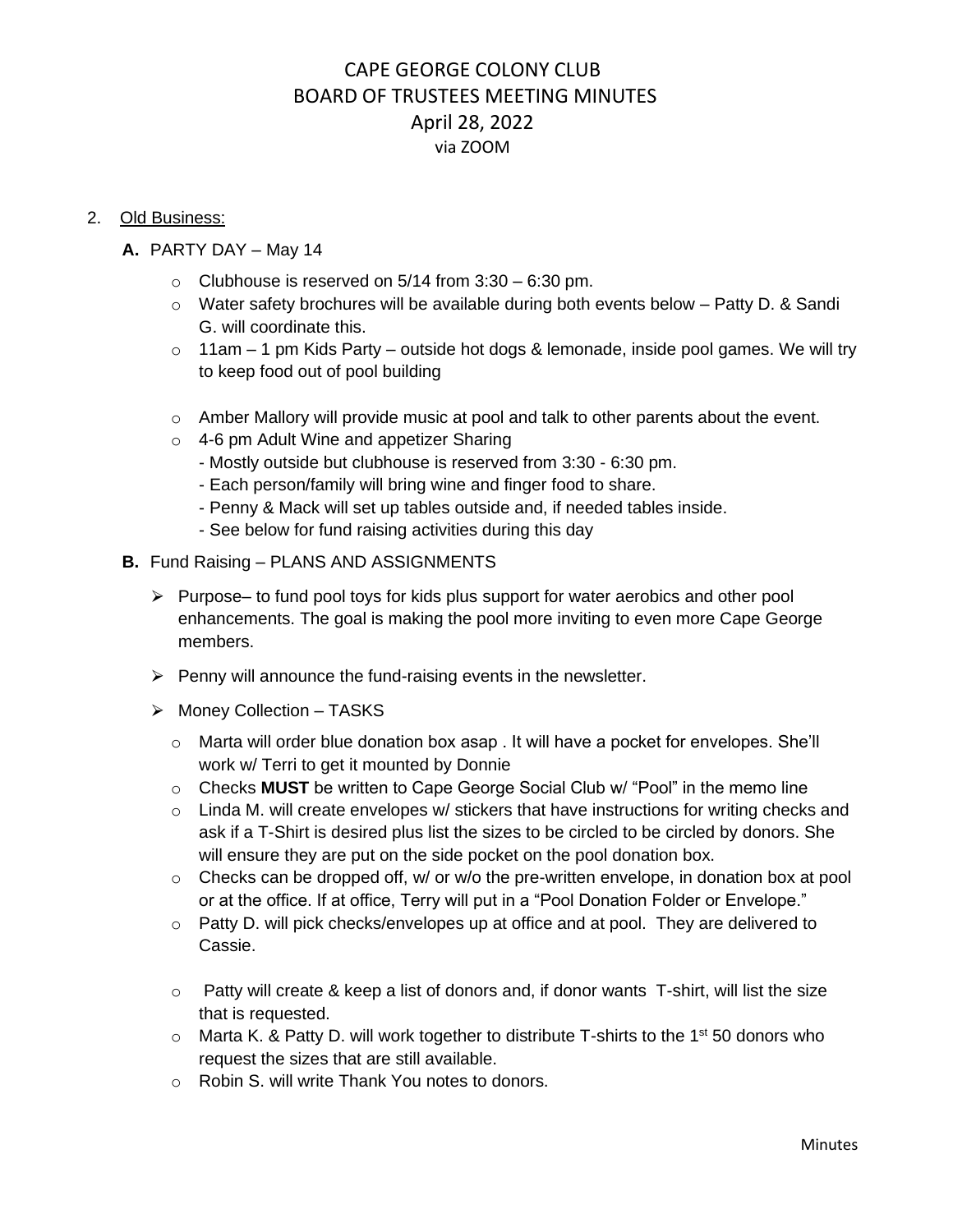# CAPE GEORGE COLONY CLUB
## BOARD OF TRUSTEES MEETING MINUTES
### April 28, 2022
via ZOOM

2. Old Business:

**A.** PARTY DAY – May 14

- Clubhouse is reserved on 5/14 from 3:30 – 6:30 pm.
- Water safety brochures will be available during both events below – Patty D. & Sandi G. will coordinate this.
- 11am – 1 pm Kids Party – outside hot dogs & lemonade, inside pool games. We will try to keep food out of pool building
- Amber Mallory will provide music at pool and talk to other parents about the event.
- 4-6 pm Adult Wine and appetizer Sharing
  - Mostly outside but clubhouse is reserved from 3:30 - 6:30 pm.
  - Each person/family will bring wine and finger food to share.
  - Penny & Mack will set up tables outside and, if needed tables inside.
  - See below for fund raising activities during this day

**B.** Fund Raising – PLANS AND ASSIGNMENTS

- Purpose– to fund pool toys for kids plus support for water aerobics and other pool enhancements. The goal is making the pool more inviting to even more Cape George members.
- Penny will announce the fund-raising events in the newsletter.
- Money Collection – TASKS
  - Marta will order blue donation box asap . It will have a pocket for envelopes. She'll work w/ Terri to get it mounted by Donnie
  - Checks **MUST** be written to Cape George Social Club w/ "Pool" in the memo line
  - Linda M. will create envelopes w/ stickers that have instructions for writing checks and ask if a T-Shirt is desired plus list the sizes to be circled to be circled by donors. She will ensure they are put on the side pocket on the pool donation box.
  - Checks can be dropped off, w/ or w/o the pre-written envelope, in donation box at pool or at the office. If at office, Terry will put in a "Pool Donation Folder or Envelope."
  - Patty D. will pick checks/envelopes up at office and at pool. They are delivered to Cassie.
  - Patty will create & keep a list of donors and, if donor wants T-shirt, will list the size that is requested.
  - Marta K. & Patty D. will work together to distribute T-shirts to the 1st 50 donors who request the sizes that are still available.
  - Robin S. will write Thank You notes to donors.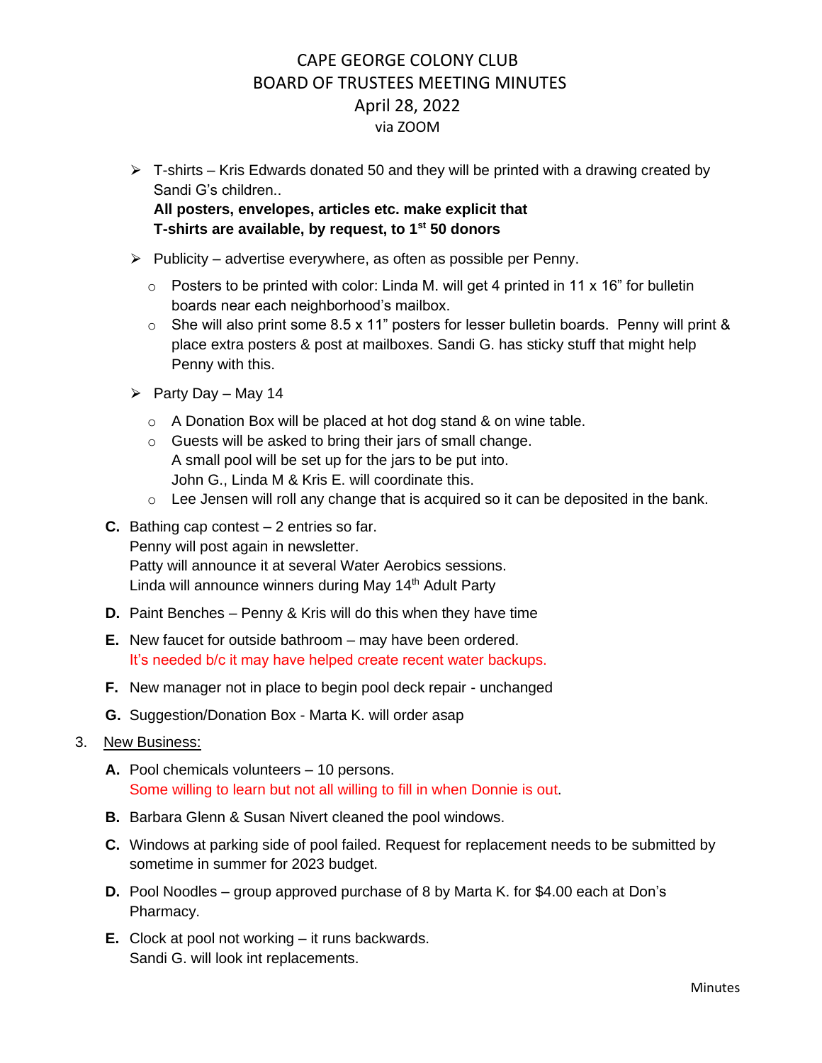# CAPE GEORGE COLONY CLUB
## BOARD OF TRUSTEES MEETING MINUTES
### April 28, 2022
via ZOOM

- T-shirts – Kris Edwards donated 50 and they will be printed with a drawing created by Sandi G's children..
  **All posters, envelopes, articles etc. make explicit that T-shirts are available, by request, to 1st 50 donors**
- Publicity – advertise everywhere, as often as possible per Penny.
  - Posters to be printed with color: Linda M. will get 4 printed in 11 x 16" for bulletin boards near each neighborhood's mailbox.
  - She will also print some 8.5 x 11" posters for lesser bulletin boards. Penny will print & place extra posters & post at mailboxes. Sandi G. has sticky stuff that might help Penny with this.
- Party Day – May 14
  - A Donation Box will be placed at hot dog stand & on wine table.
  - Guests will be asked to bring their jars of small change.
    A small pool will be set up for the jars to be put into.
    John G., Linda M & Kris E. will coordinate this.
  - Lee Jensen will roll any change that is acquired so it can be deposited in the bank.

**C.** Bathing cap contest – 2 entries so far.
Penny will post again in newsletter.
Patty will announce it at several Water Aerobics sessions.
Linda will announce winners during May 14th Adult Party

**D.** Paint Benches – Penny & Kris will do this when they have time

**E.** New faucet for outside bathroom – may have been ordered.
It's needed b/c it may have helped create recent water backups.

**F.** New manager not in place to begin pool deck repair - unchanged

**G.** Suggestion/Donation Box - Marta K. will order asap

3. New Business:

**A.** Pool chemicals volunteers – 10 persons.
Some willing to learn but not all willing to fill in when Donnie is out.

**B.** Barbara Glenn & Susan Nivert cleaned the pool windows.

**C.** Windows at parking side of pool failed. Request for replacement needs to be submitted by sometime in summer for 2023 budget.

**D.** Pool Noodles – group approved purchase of 8 by Marta K. for $4.00 each at Don's Pharmacy.

**E.** Clock at pool not working – it runs backwards.
Sandi G. will look int replacements.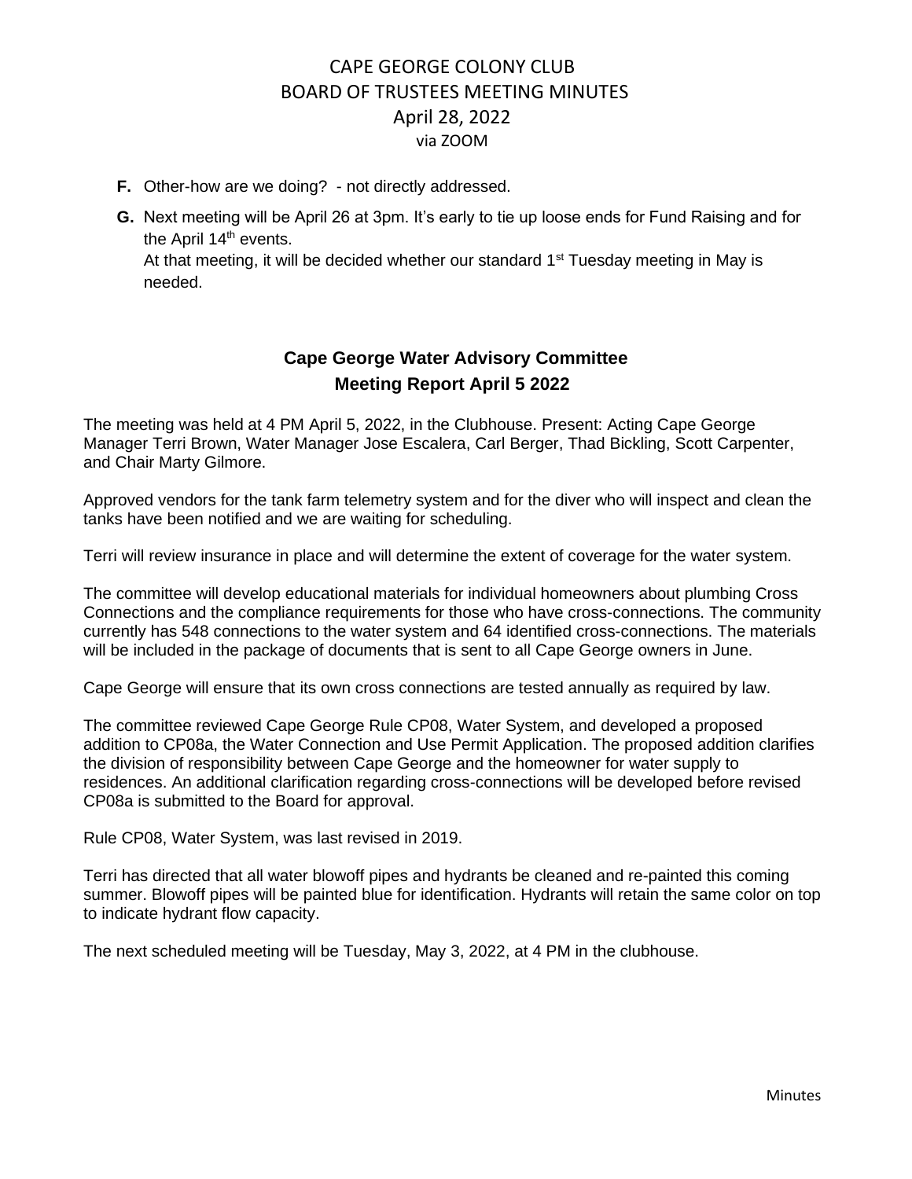# CAPE GEORGE COLONY CLUB
# BOARD OF TRUSTEES MEETING MINUTES
## April 28, 2022
via ZOOM

- **F.** Other-how are we doing? - not directly addressed.
- **G.** Next meeting will be April 26 at 3pm. It's early to tie up loose ends for Fund Raising and for the April 14th events.
  At that meeting, it will be decided whether our standard 1st Tuesday meeting in May is needed.

## Cape George Water Advisory Committee
### Meeting Report April 5 2022

The meeting was held at 4 PM April 5, 2022, in the Clubhouse. Present: Acting Cape George Manager Terri Brown, Water Manager Jose Escalera, Carl Berger, Thad Bickling, Scott Carpenter, and Chair Marty Gilmore.

Approved vendors for the tank farm telemetry system and for the diver who will inspect and clean the tanks have been notified and we are waiting for scheduling.

Terri will review insurance in place and will determine the extent of coverage for the water system.

The committee will develop educational materials for individual homeowners about plumbing Cross Connections and the compliance requirements for those who have cross-connections. The community currently has 548 connections to the water system and 64 identified cross-connections. The materials will be included in the package of documents that is sent to all Cape George owners in June.

Cape George will ensure that its own cross connections are tested annually as required by law.

The committee reviewed Cape George Rule CP08, Water System, and developed a proposed addition to CP08a, the Water Connection and Use Permit Application. The proposed addition clarifies the division of responsibility between Cape George and the homeowner for water supply to residences. An additional clarification regarding cross-connections will be developed before revised CP08a is submitted to the Board for approval.

Rule CP08, Water System, was last revised in 2019.

Terri has directed that all water blowoff pipes and hydrants be cleaned and re-painted this coming summer. Blowoff pipes will be painted blue for identification. Hydrants will retain the same color on top to indicate hydrant flow capacity.

The next scheduled meeting will be Tuesday, May 3, 2022, at 4 PM in the clubhouse.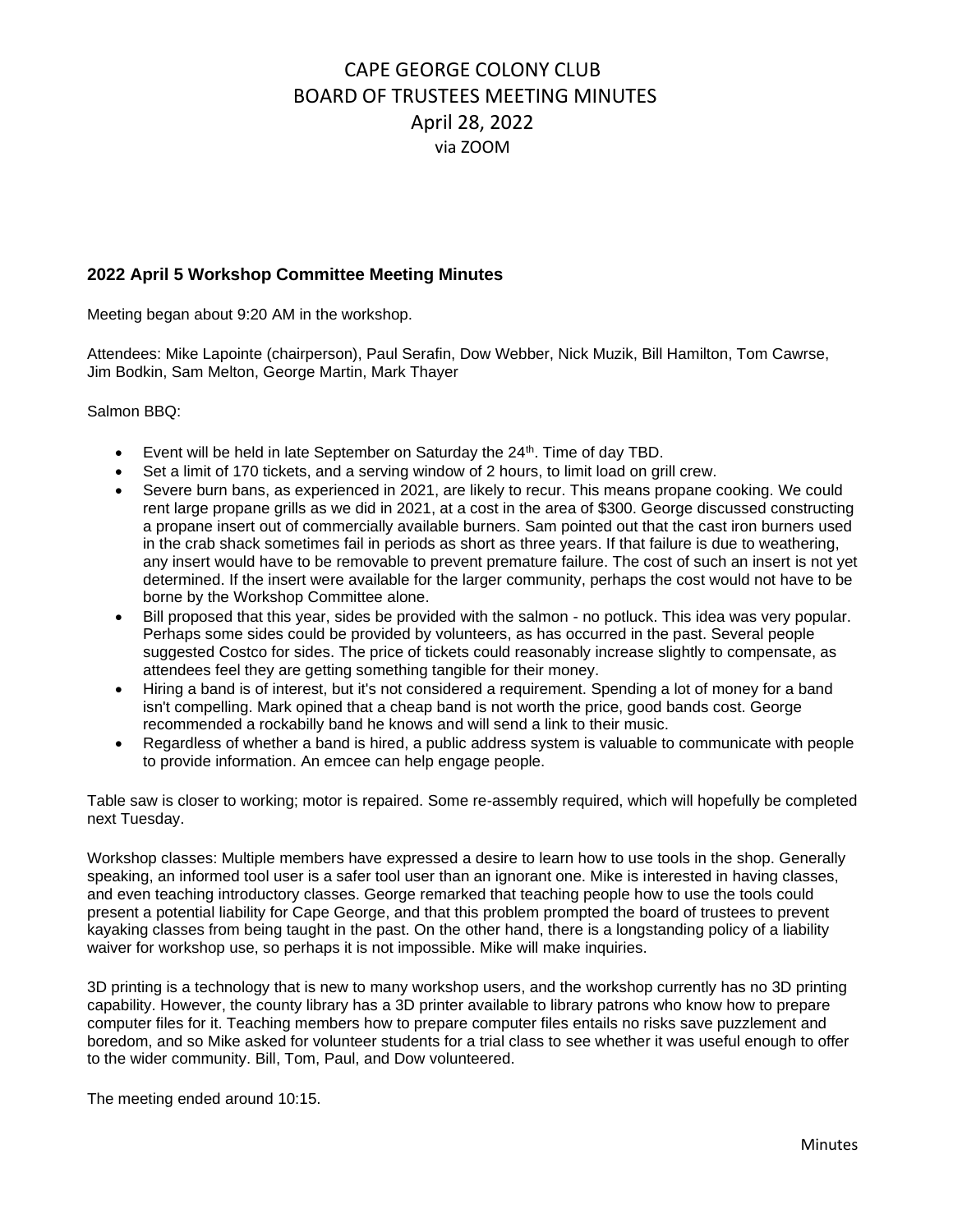# CAPE GEORGE COLONY CLUB
# BOARD OF TRUSTEES MEETING MINUTES
# April 28, 2022
via ZOOM

### 2022 April 5 Workshop Committee Meeting Minutes

Meeting began about 9:20 AM in the workshop.

Attendees: Mike Lapointe (chairperson), Paul Serafin, Dow Webber, Nick Muzik, Bill Hamilton, Tom Cawrse, Jim Bodkin, Sam Melton, George Martin, Mark Thayer

Salmon BBQ:

- Event will be held in late September on Saturday the 24th. Time of day TBD.
- Set a limit of 170 tickets, and a serving window of 2 hours, to limit load on grill crew.
- Severe burn bans, as experienced in 2021, are likely to recur. This means propane cooking. We could rent large propane grills as we did in 2021, at a cost in the area of $300. George discussed constructing a propane insert out of commercially available burners. Sam pointed out that the cast iron burners used in the crab shack sometimes fail in periods as short as three years. If that failure is due to weathering, any insert would have to be removable to prevent premature failure. The cost of such an insert is not yet determined. If the insert were available for the larger community, perhaps the cost would not have to be borne by the Workshop Committee alone.
- Bill proposed that this year, sides be provided with the salmon - no potluck. This idea was very popular. Perhaps some sides could be provided by volunteers, as has occurred in the past. Several people suggested Costco for sides. The price of tickets could reasonably increase slightly to compensate, as attendees feel they are getting something tangible for their money.
- Hiring a band is of interest, but it's not considered a requirement. Spending a lot of money for a band isn't compelling. Mark opined that a cheap band is not worth the price, good bands cost. George recommended a rockabilly band he knows and will send a link to their music.
- Regardless of whether a band is hired, a public address system is valuable to communicate with people to provide information. An emcee can help engage people.

Table saw is closer to working; motor is repaired. Some re-assembly required, which will hopefully be completed next Tuesday.

Workshop classes: Multiple members have expressed a desire to learn how to use tools in the shop. Generally speaking, an informed tool user is a safer tool user than an ignorant one. Mike is interested in having classes, and even teaching introductory classes. George remarked that teaching people how to use the tools could present a potential liability for Cape George, and that this problem prompted the board of trustees to prevent kayaking classes from being taught in the past. On the other hand, there is a longstanding policy of a liability waiver for workshop use, so perhaps it is not impossible. Mike will make inquiries.

3D printing is a technology that is new to many workshop users, and the workshop currently has no 3D printing capability. However, the county library has a 3D printer available to library patrons who know how to prepare computer files for it. Teaching members how to prepare computer files entails no risks save puzzlement and boredom, and so Mike asked for volunteer students for a trial class to see whether it was useful enough to offer to the wider community. Bill, Tom, Paul, and Dow volunteered.

The meeting ended around 10:15.